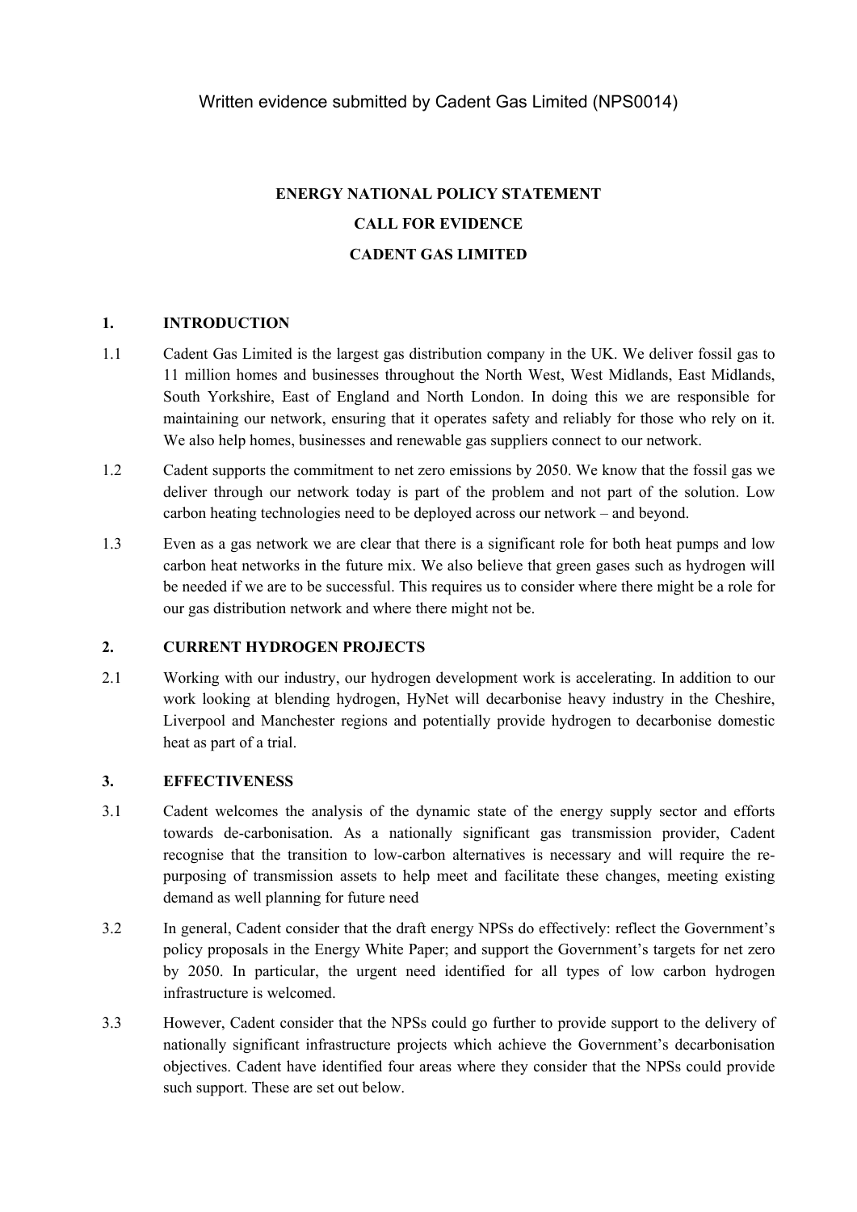Written evidence submitted by Cadent Gas Limited (NPS0014)

**ENERGY NATIONAL POLICY STATEMENT**

**CALL FOR EVIDENCE**

**CADENT GAS LIMITED**

## 1. INTRODUCTION

1.1 Cadent Gas Limited is the largest gas distribution company in the UK. We deliver fossil gas to 11 million homes and businesses throughout the North West, West Midlands, East Midlands, South Yorkshire, East of England and North London. In doing this we are responsible for maintaining our network, ensuring that it operates safety and reliably for those who rely on it. We also help homes, businesses and renewable gas suppliers connect to our network.

1.2 Cadent supports the commitment to net zero emissions by 2050. We know that the fossil gas we deliver through our network today is part of the problem and not part of the solution. Low carbon heating technologies need to be deployed across our network – and beyond.

1.3 Even as a gas network we are clear that there is a significant role for both heat pumps and low carbon heat networks in the future mix. We also believe that green gases such as hydrogen will be needed if we are to be successful. This requires us to consider where there might be a role for our gas distribution network and where there might not be.

## 2. CURRENT HYDROGEN PROJECTS

2.1 Working with our industry, our hydrogen development work is accelerating. In addition to our work looking at blending hydrogen, HyNet will decarbonise heavy industry in the Cheshire, Liverpool and Manchester regions and potentially provide hydrogen to decarbonise domestic heat as part of a trial.

## 3. EFFECTIVENESS

3.1 Cadent welcomes the analysis of the dynamic state of the energy supply sector and efforts towards de-carbonisation. As a nationally significant gas transmission provider, Cadent recognise that the transition to low-carbon alternatives is necessary and will require the re-purposing of transmission assets to help meet and facilitate these changes, meeting existing demand as well planning for future need

3.2 In general, Cadent consider that the draft energy NPSs do effectively: reflect the Government's policy proposals in the Energy White Paper; and support the Government's targets for net zero by 2050. In particular, the urgent need identified for all types of low carbon hydrogen infrastructure is welcomed.

3.3 However, Cadent consider that the NPSs could go further to provide support to the delivery of nationally significant infrastructure projects which achieve the Government's decarbonisation objectives. Cadent have identified four areas where they consider that the NPSs could provide such support. These are set out below.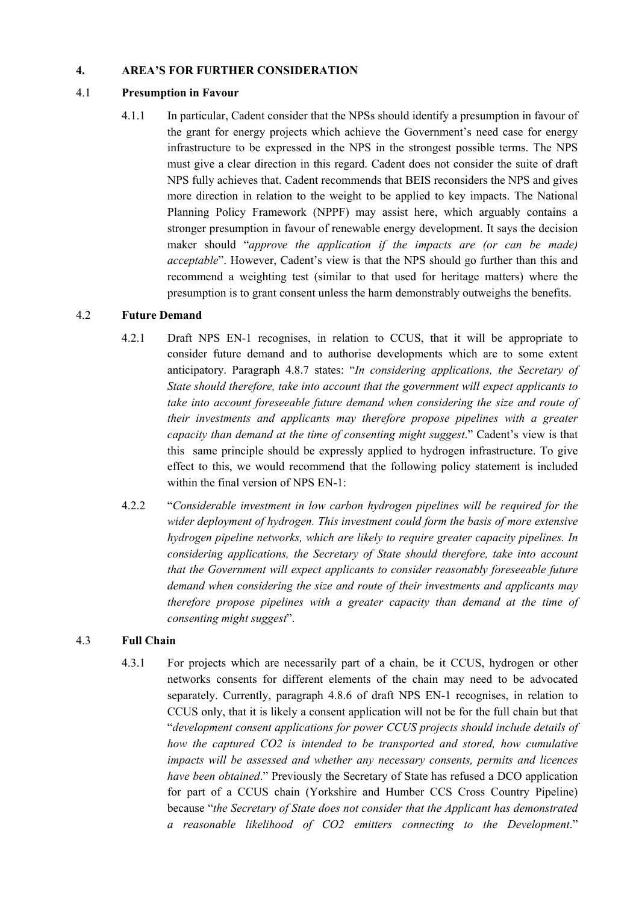## 4. AREA'S FOR FURTHER CONSIDERATION

### 4.1 Presumption in Favour

4.1.1 In particular, Cadent consider that the NPSs should identify a presumption in favour of the grant for energy projects which achieve the Government's need case for energy infrastructure to be expressed in the NPS in the strongest possible terms. The NPS must give a clear direction in this regard. Cadent does not consider the suite of draft NPS fully achieves that. Cadent recommends that BEIS reconsiders the NPS and gives more direction in relation to the weight to be applied to key impacts. The National Planning Policy Framework (NPPF) may assist here, which arguably contains a stronger presumption in favour of renewable energy development. It says the decision maker should "*approve the application if the impacts are (or can be made) acceptable*". However, Cadent's view is that the NPS should go further than this and recommend a weighting test (similar to that used for heritage matters) where the presumption is to grant consent unless the harm demonstrably outweighs the benefits.

### 4.2 Future Demand

4.2.1 Draft NPS EN-1 recognises, in relation to CCUS, that it will be appropriate to consider future demand and to authorise developments which are to some extent anticipatory. Paragraph 4.8.7 states: "*In considering applications, the Secretary of State should therefore, take into account that the government will expect applicants to take into account foreseeable future demand when considering the size and route of their investments and applicants may therefore propose pipelines with a greater capacity than demand at the time of consenting might suggest*." Cadent's view is that this same principle should be expressly applied to hydrogen infrastructure. To give effect to this, we would recommend that the following policy statement is included within the final version of NPS EN-1:

4.2.2 "*Considerable investment in low carbon hydrogen pipelines will be required for the wider deployment of hydrogen. This investment could form the basis of more extensive hydrogen pipeline networks, which are likely to require greater capacity pipelines. In considering applications, the Secretary of State should therefore, take into account that the Government will expect applicants to consider reasonably foreseeable future demand when considering the size and route of their investments and applicants may therefore propose pipelines with a greater capacity than demand at the time of consenting might suggest*".

### 4.3 Full Chain

4.3.1 For projects which are necessarily part of a chain, be it CCUS, hydrogen or other networks consents for different elements of the chain may need to be advocated separately. Currently, paragraph 4.8.6 of draft NPS EN-1 recognises, in relation to CCUS only, that it is likely a consent application will not be for the full chain but that "*development consent applications for power CCUS projects should include details of how the captured CO2 is intended to be transported and stored, how cumulative impacts will be assessed and whether any necessary consents, permits and licences have been obtained*." Previously the Secretary of State has refused a DCO application for part of a CCUS chain (Yorkshire and Humber CCS Cross Country Pipeline) because "*the Secretary of State does not consider that the Applicant has demonstrated a reasonable likelihood of CO2 emitters connecting to the Development*."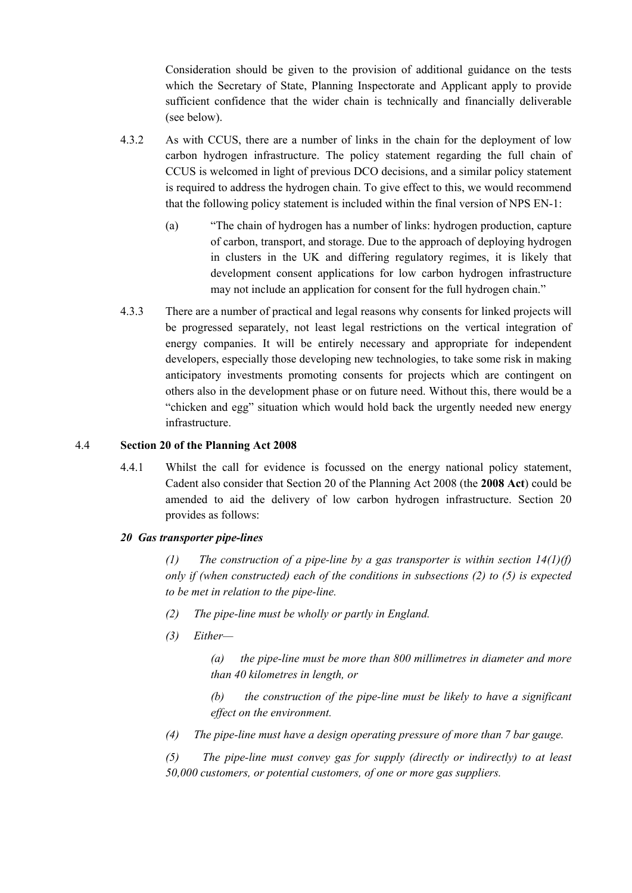Consideration should be given to the provision of additional guidance on the tests which the Secretary of State, Planning Inspectorate and Applicant apply to provide sufficient confidence that the wider chain is technically and financially deliverable (see below).

4.3.2 As with CCUS, there are a number of links in the chain for the deployment of low carbon hydrogen infrastructure. The policy statement regarding the full chain of CCUS is welcomed in light of previous DCO decisions, and a similar policy statement is required to address the hydrogen chain. To give effect to this, we would recommend that the following policy statement is included within the final version of NPS EN-1:

(a) "The chain of hydrogen has a number of links: hydrogen production, capture of carbon, transport, and storage. Due to the approach of deploying hydrogen in clusters in the UK and differing regulatory regimes, it is likely that development consent applications for low carbon hydrogen infrastructure may not include an application for consent for the full hydrogen chain."

4.3.3 There are a number of practical and legal reasons why consents for linked projects will be progressed separately, not least legal restrictions on the vertical integration of energy companies. It will be entirely necessary and appropriate for independent developers, especially those developing new technologies, to take some risk in making anticipatory investments promoting consents for projects which are contingent on others also in the development phase or on future need. Without this, there would be a "chicken and egg" situation which would hold back the urgently needed new energy infrastructure.

### 4.4 Section 20 of the Planning Act 2008

4.4.1 Whilst the call for evidence is focussed on the energy national policy statement, Cadent also consider that Section 20 of the Planning Act 2008 (the **2008 Act**) could be amended to aid the delivery of low carbon hydrogen infrastructure. Section 20 provides as follows:

***20 Gas transporter pipe-lines***

*(1) The construction of a pipe-line by a gas transporter is within section 14(1)(f) only if (when constructed) each of the conditions in subsections (2) to (5) is expected to be met in relation to the pipe-line.*

*(2) The pipe-line must be wholly or partly in England.*

*(3) Either—*

*(a) the pipe-line must be more than 800 millimetres in diameter and more than 40 kilometres in length, or*

*(b) the construction of the pipe-line must be likely to have a significant effect on the environment.*

*(4) The pipe-line must have a design operating pressure of more than 7 bar gauge.*

*(5) The pipe-line must convey gas for supply (directly or indirectly) to at least 50,000 customers, or potential customers, of one or more gas suppliers.*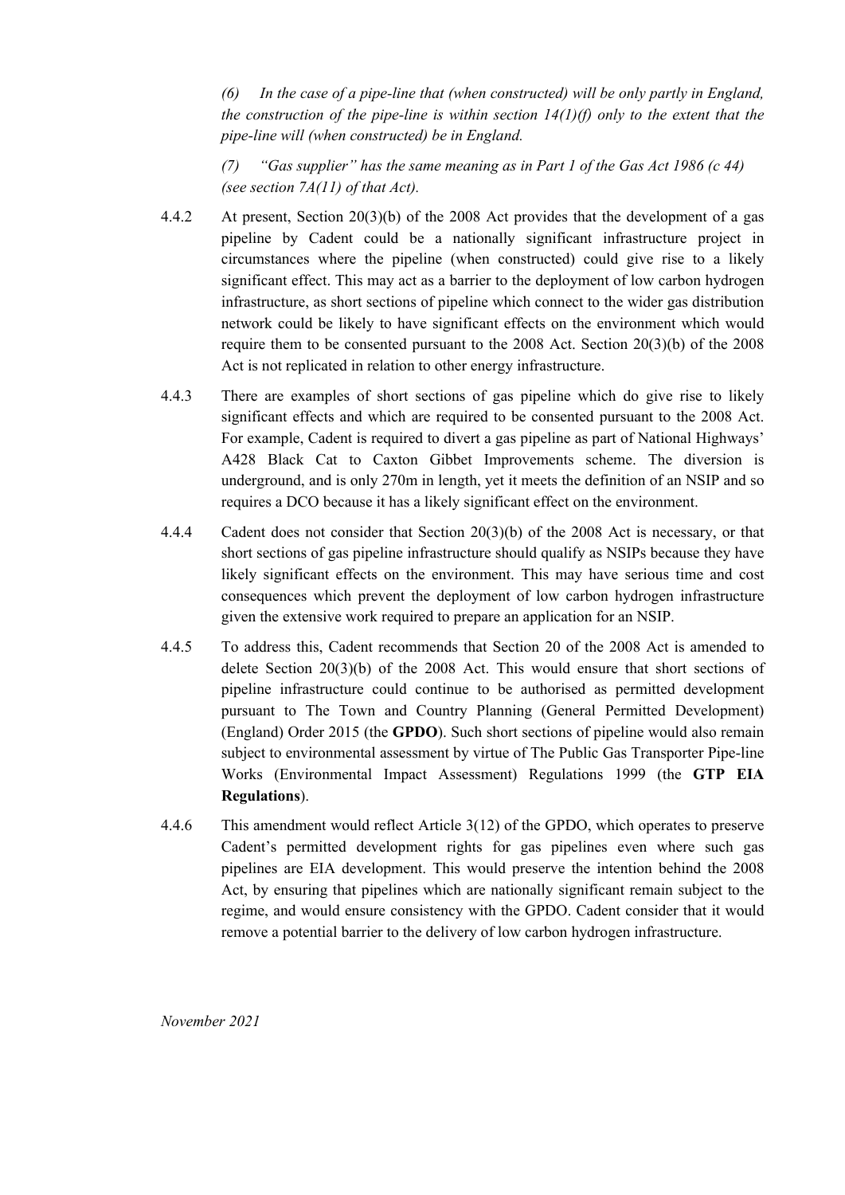*(6) In the case of a pipe-line that (when constructed) will be only partly in England, the construction of the pipe-line is within section 14(1)(f) only to the extent that the pipe-line will (when constructed) be in England.*

*(7) "Gas supplier" has the same meaning as in Part 1 of the Gas Act 1986 (c 44) (see section 7A(11) of that Act).*

4.4.2 At present, Section 20(3)(b) of the 2008 Act provides that the development of a gas pipeline by Cadent could be a nationally significant infrastructure project in circumstances where the pipeline (when constructed) could give rise to a likely significant effect. This may act as a barrier to the deployment of low carbon hydrogen infrastructure, as short sections of pipeline which connect to the wider gas distribution network could be likely to have significant effects on the environment which would require them to be consented pursuant to the 2008 Act. Section 20(3)(b) of the 2008 Act is not replicated in relation to other energy infrastructure.

4.4.3 There are examples of short sections of gas pipeline which do give rise to likely significant effects and which are required to be consented pursuant to the 2008 Act. For example, Cadent is required to divert a gas pipeline as part of National Highways' A428 Black Cat to Caxton Gibbet Improvements scheme. The diversion is underground, and is only 270m in length, yet it meets the definition of an NSIP and so requires a DCO because it has a likely significant effect on the environment.

4.4.4 Cadent does not consider that Section 20(3)(b) of the 2008 Act is necessary, or that short sections of gas pipeline infrastructure should qualify as NSIPs because they have likely significant effects on the environment. This may have serious time and cost consequences which prevent the deployment of low carbon hydrogen infrastructure given the extensive work required to prepare an application for an NSIP.

4.4.5 To address this, Cadent recommends that Section 20 of the 2008 Act is amended to delete Section 20(3)(b) of the 2008 Act. This would ensure that short sections of pipeline infrastructure could continue to be authorised as permitted development pursuant to The Town and Country Planning (General Permitted Development) (England) Order 2015 (the **GPDO**). Such short sections of pipeline would also remain subject to environmental assessment by virtue of The Public Gas Transporter Pipe-line Works (Environmental Impact Assessment) Regulations 1999 (the **GTP EIA Regulations**).

4.4.6 This amendment would reflect Article 3(12) of the GPDO, which operates to preserve Cadent's permitted development rights for gas pipelines even where such gas pipelines are EIA development. This would preserve the intention behind the 2008 Act, by ensuring that pipelines which are nationally significant remain subject to the regime, and would ensure consistency with the GPDO. Cadent consider that it would remove a potential barrier to the delivery of low carbon hydrogen infrastructure.

*November 2021*